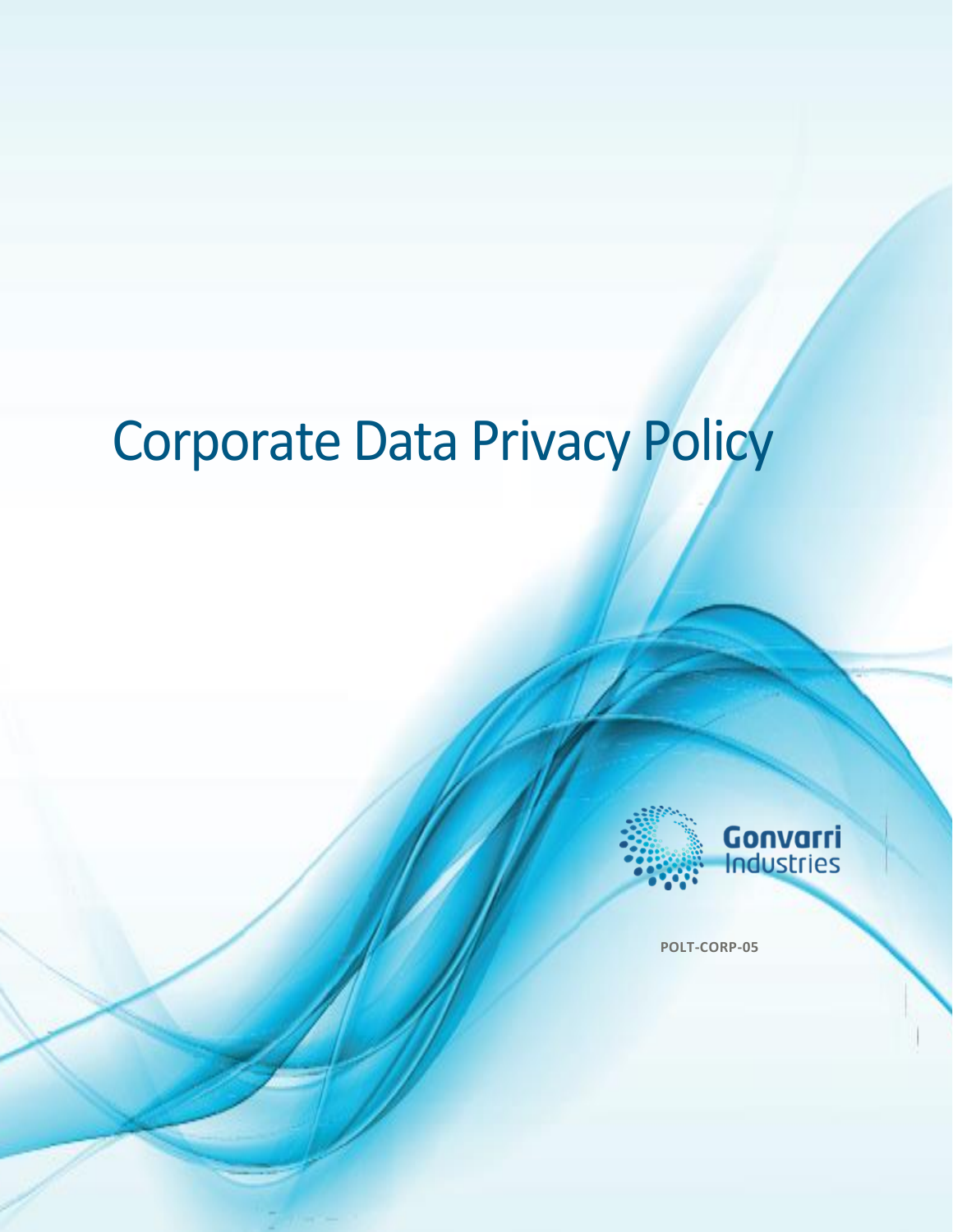# Corporate Data Privacy Policy

Gonvarri Industries

POLT-CORP-05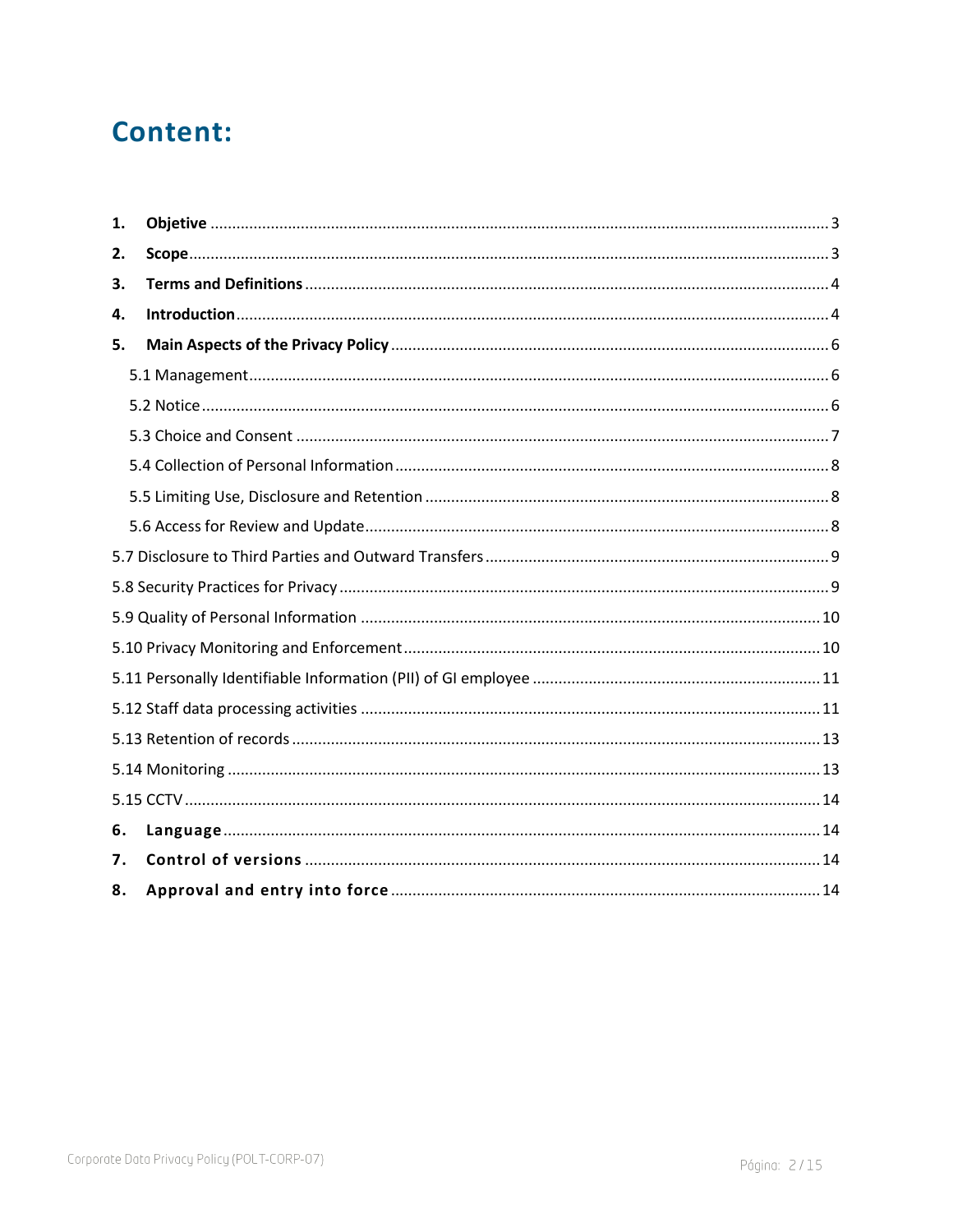# Content:

1. **Objetive** ........ 3
2. **Scope** ........ 3
3. **Terms and Definitions** ........ 4
4. **Introduction** ........ 4
5. **Main Aspects of the Privacy Policy** ........ 6
   - 5.1 Management ........ 6
   - 5.2 Notice ........ 6
   - 5.3 Choice and Consent ........ 7
   - 5.4 Collection of Personal Information ........ 8
   - 5.5 Limiting Use, Disclosure and Retention ........ 8
   - 5.6 Access for Review and Update ........ 8

5.7 Disclosure to Third Parties and Outward Transfers ........ 9

5.8 Security Practices for Privacy ........ 9

5.9 Quality of Personal Information ........ 10

5.10 Privacy Monitoring and Enforcement ........ 10

5.11 Personally Identifiable Information (PII) of GI employee ........ 11

5.12 Staff data processing activities ........ 11

5.13 Retention of records ........ 13

5.14 Monitoring ........ 13

5.15 CCTV ........ 14

6. **Language** ........ 14
7. **Control of versions** ........ 14
8. **Approval and entry into force** ........ 14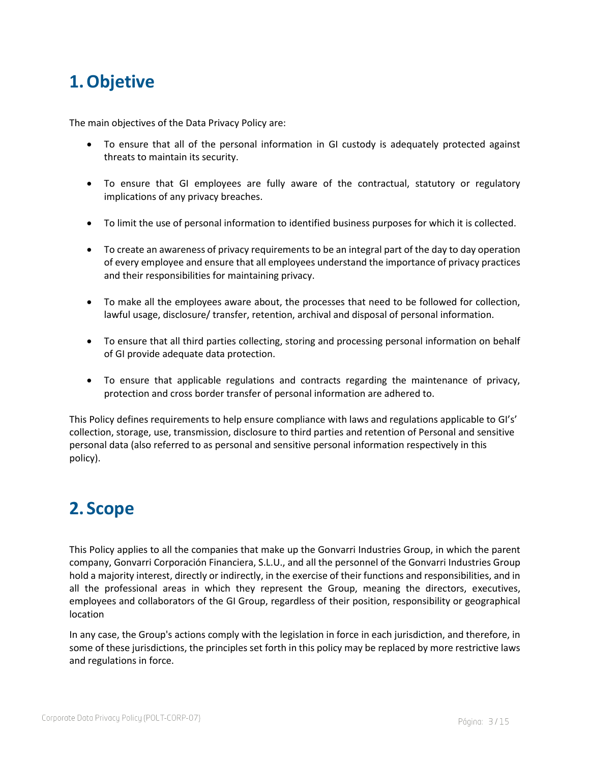# 1. Objetive

The main objectives of the Data Privacy Policy are:

- To ensure that all of the personal information in GI custody is adequately protected against threats to maintain its security.
- To ensure that GI employees are fully aware of the contractual, statutory or regulatory implications of any privacy breaches.
- To limit the use of personal information to identified business purposes for which it is collected.
- To create an awareness of privacy requirements to be an integral part of the day to day operation of every employee and ensure that all employees understand the importance of privacy practices and their responsibilities for maintaining privacy.
- To make all the employees aware about, the processes that need to be followed for collection, lawful usage, disclosure/ transfer, retention, archival and disposal of personal information.
- To ensure that all third parties collecting, storing and processing personal information on behalf of GI provide adequate data protection.
- To ensure that applicable regulations and contracts regarding the maintenance of privacy, protection and cross border transfer of personal information are adhered to.

This Policy defines requirements to help ensure compliance with laws and regulations applicable to GI's' collection, storage, use, transmission, disclosure to third parties and retention of Personal and sensitive personal data (also referred to as personal and sensitive personal information respectively in this policy).

# 2. Scope

This Policy applies to all the companies that make up the Gonvarri Industries Group, in which the parent company, Gonvarri Corporación Financiera, S.L.U., and all the personnel of the Gonvarri Industries Group hold a majority interest, directly or indirectly, in the exercise of their functions and responsibilities, and in all the professional areas in which they represent the Group, meaning the directors, executives, employees and collaborators of the GI Group, regardless of their position, responsibility or geographical location

In any case, the Group's actions comply with the legislation in force in each jurisdiction, and therefore, in some of these jurisdictions, the principles set forth in this policy may be replaced by more restrictive laws and regulations in force.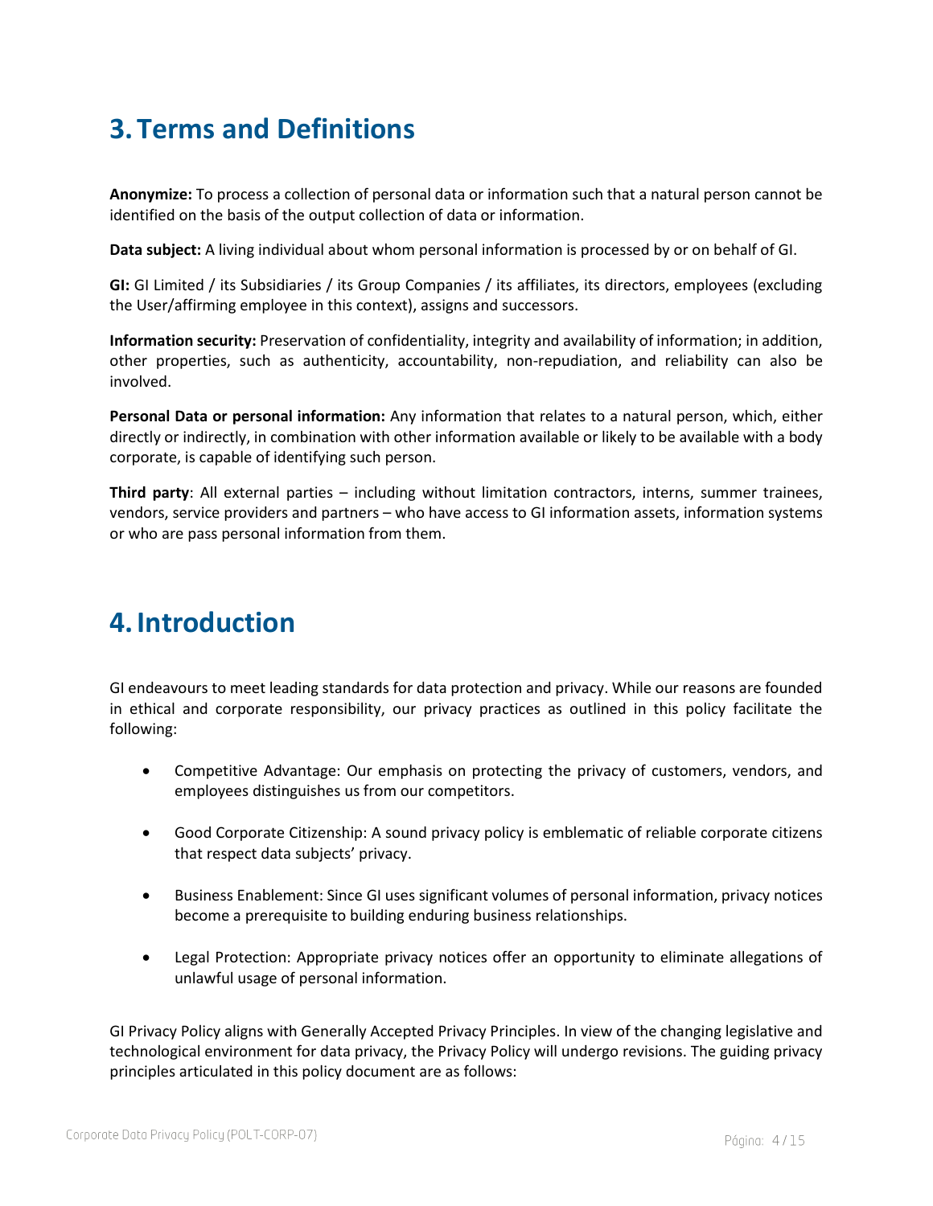# 3. Terms and Definitions

**Anonymize:** To process a collection of personal data or information such that a natural person cannot be identified on the basis of the output collection of data or information.

**Data subject:** A living individual about whom personal information is processed by or on behalf of GI.

**GI:** GI Limited / its Subsidiaries / its Group Companies / its affiliates, its directors, employees (excluding the User/affirming employee in this context), assigns and successors.

**Information security:** Preservation of confidentiality, integrity and availability of information; in addition, other properties, such as authenticity, accountability, non-repudiation, and reliability can also be involved.

**Personal Data or personal information:** Any information that relates to a natural person, which, either directly or indirectly, in combination with other information available or likely to be available with a body corporate, is capable of identifying such person.

**Third party**: All external parties – including without limitation contractors, interns, summer trainees, vendors, service providers and partners – who have access to GI information assets, information systems or who are pass personal information from them.

# 4. Introduction

GI endeavours to meet leading standards for data protection and privacy. While our reasons are founded in ethical and corporate responsibility, our privacy practices as outlined in this policy facilitate the following:

- Competitive Advantage: Our emphasis on protecting the privacy of customers, vendors, and employees distinguishes us from our competitors.
- Good Corporate Citizenship: A sound privacy policy is emblematic of reliable corporate citizens that respect data subjects' privacy.
- Business Enablement: Since GI uses significant volumes of personal information, privacy notices become a prerequisite to building enduring business relationships.
- Legal Protection: Appropriate privacy notices offer an opportunity to eliminate allegations of unlawful usage of personal information.

GI Privacy Policy aligns with Generally Accepted Privacy Principles. In view of the changing legislative and technological environment for data privacy, the Privacy Policy will undergo revisions. The guiding privacy principles articulated in this policy document are as follows: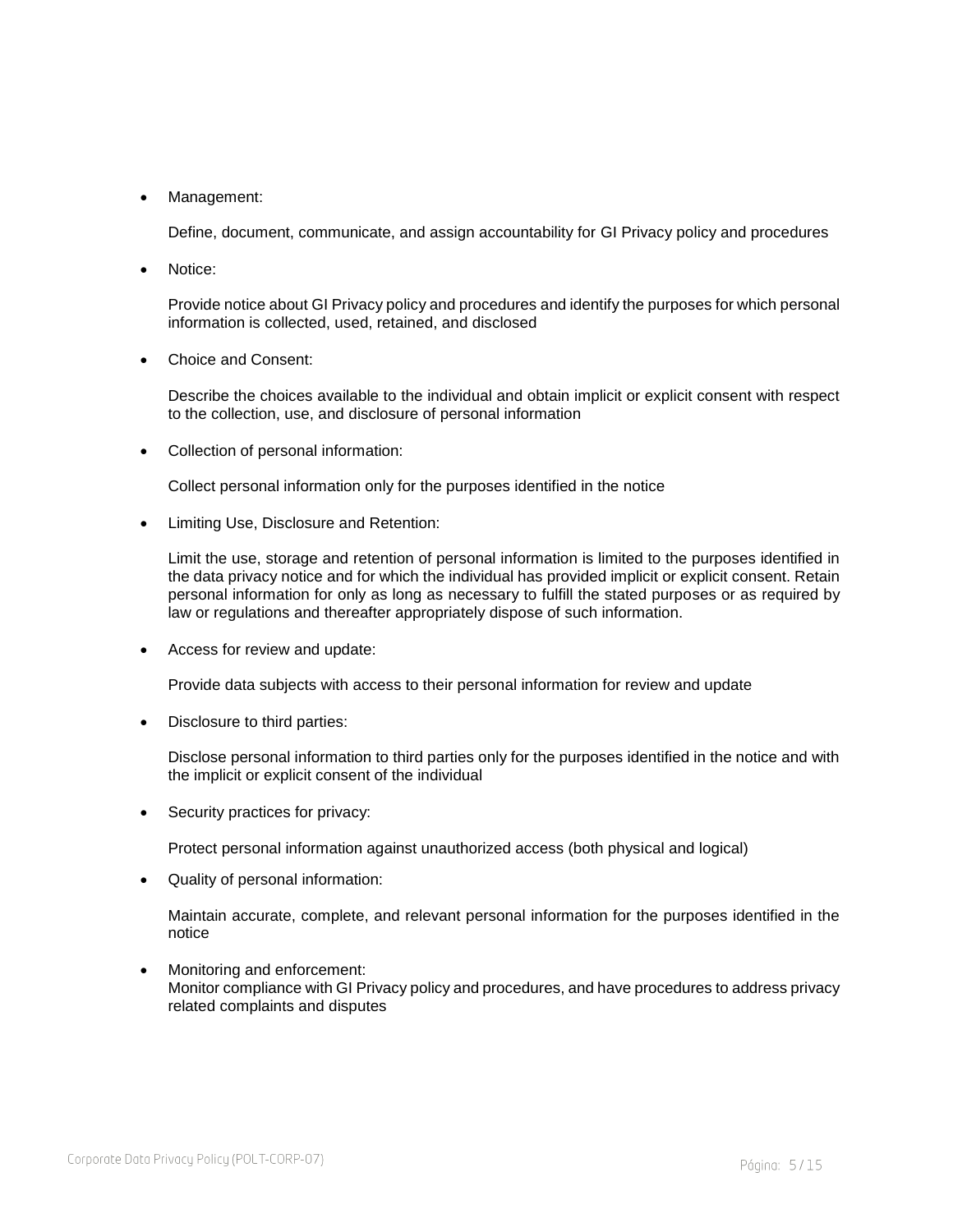- Management:

  Define, document, communicate, and assign accountability for GI Privacy policy and procedures

- Notice:

  Provide notice about GI Privacy policy and procedures and identify the purposes for which personal information is collected, used, retained, and disclosed

- Choice and Consent:

  Describe the choices available to the individual and obtain implicit or explicit consent with respect to the collection, use, and disclosure of personal information

- Collection of personal information:

  Collect personal information only for the purposes identified in the notice

- Limiting Use, Disclosure and Retention:

  Limit the use, storage and retention of personal information is limited to the purposes identified in the data privacy notice and for which the individual has provided implicit or explicit consent. Retain personal information for only as long as necessary to fulfill the stated purposes or as required by law or regulations and thereafter appropriately dispose of such information.

- Access for review and update:

  Provide data subjects with access to their personal information for review and update

- Disclosure to third parties:

  Disclose personal information to third parties only for the purposes identified in the notice and with the implicit or explicit consent of the individual

- Security practices for privacy:

  Protect personal information against unauthorized access (both physical and logical)

- Quality of personal information:

  Maintain accurate, complete, and relevant personal information for the purposes identified in the notice

- Monitoring and enforcement:
  Monitor compliance with GI Privacy policy and procedures, and have procedures to address privacy related complaints and disputes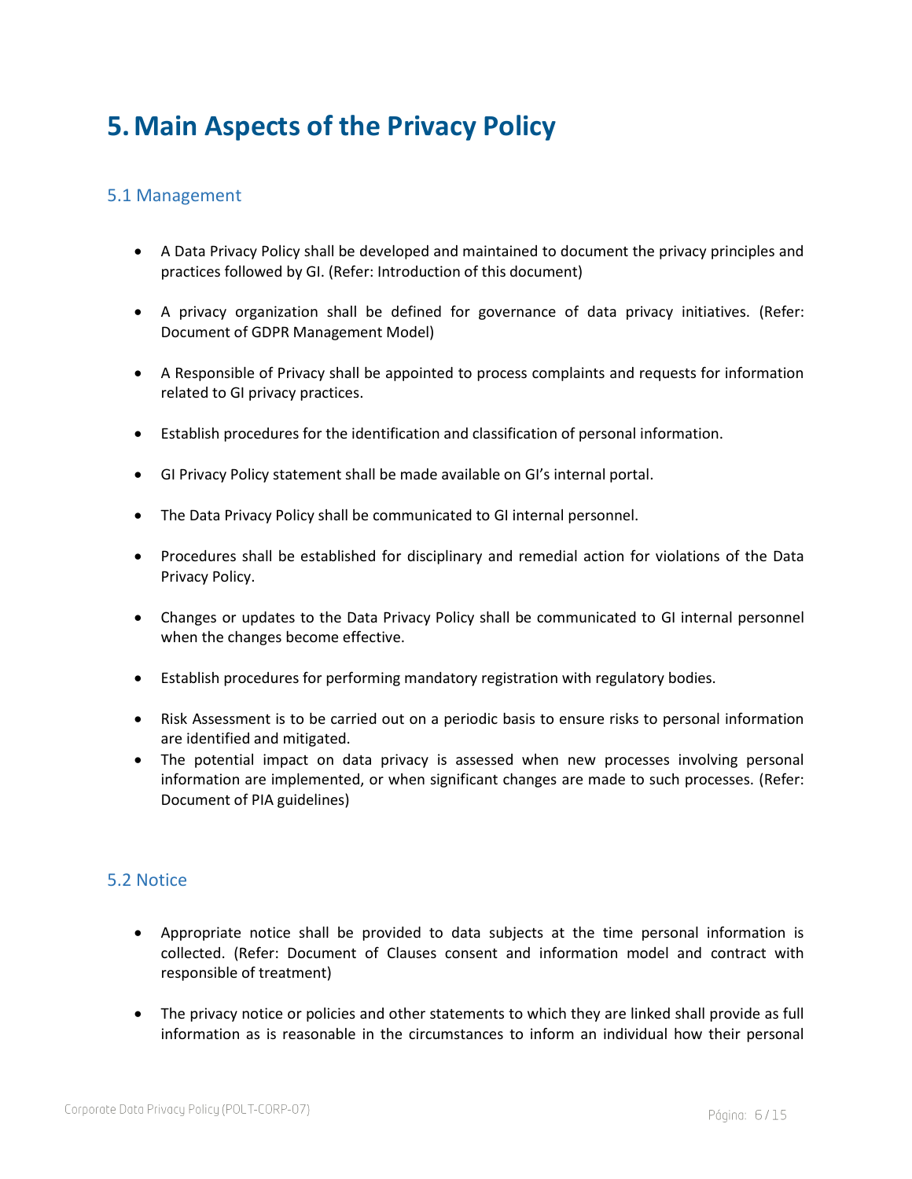# 5. Main Aspects of the Privacy Policy

## 5.1 Management

- A Data Privacy Policy shall be developed and maintained to document the privacy principles and practices followed by GI. (Refer: Introduction of this document)

- A privacy organization shall be defined for governance of data privacy initiatives. (Refer: Document of GDPR Management Model)

- A Responsible of Privacy shall be appointed to process complaints and requests for information related to GI privacy practices.

- Establish procedures for the identification and classification of personal information.

- GI Privacy Policy statement shall be made available on GI's internal portal.

- The Data Privacy Policy shall be communicated to GI internal personnel.

- Procedures shall be established for disciplinary and remedial action for violations of the Data Privacy Policy.

- Changes or updates to the Data Privacy Policy shall be communicated to GI internal personnel when the changes become effective.

- Establish procedures for performing mandatory registration with regulatory bodies.

- Risk Assessment is to be carried out on a periodic basis to ensure risks to personal information are identified and mitigated.
- The potential impact on data privacy is assessed when new processes involving personal information are implemented, or when significant changes are made to such processes. (Refer: Document of PIA guidelines)

## 5.2 Notice

- Appropriate notice shall be provided to data subjects at the time personal information is collected. (Refer: Document of Clauses consent and information model and contract with responsible of treatment)

- The privacy notice or policies and other statements to which they are linked shall provide as full information as is reasonable in the circumstances to inform an individual how their personal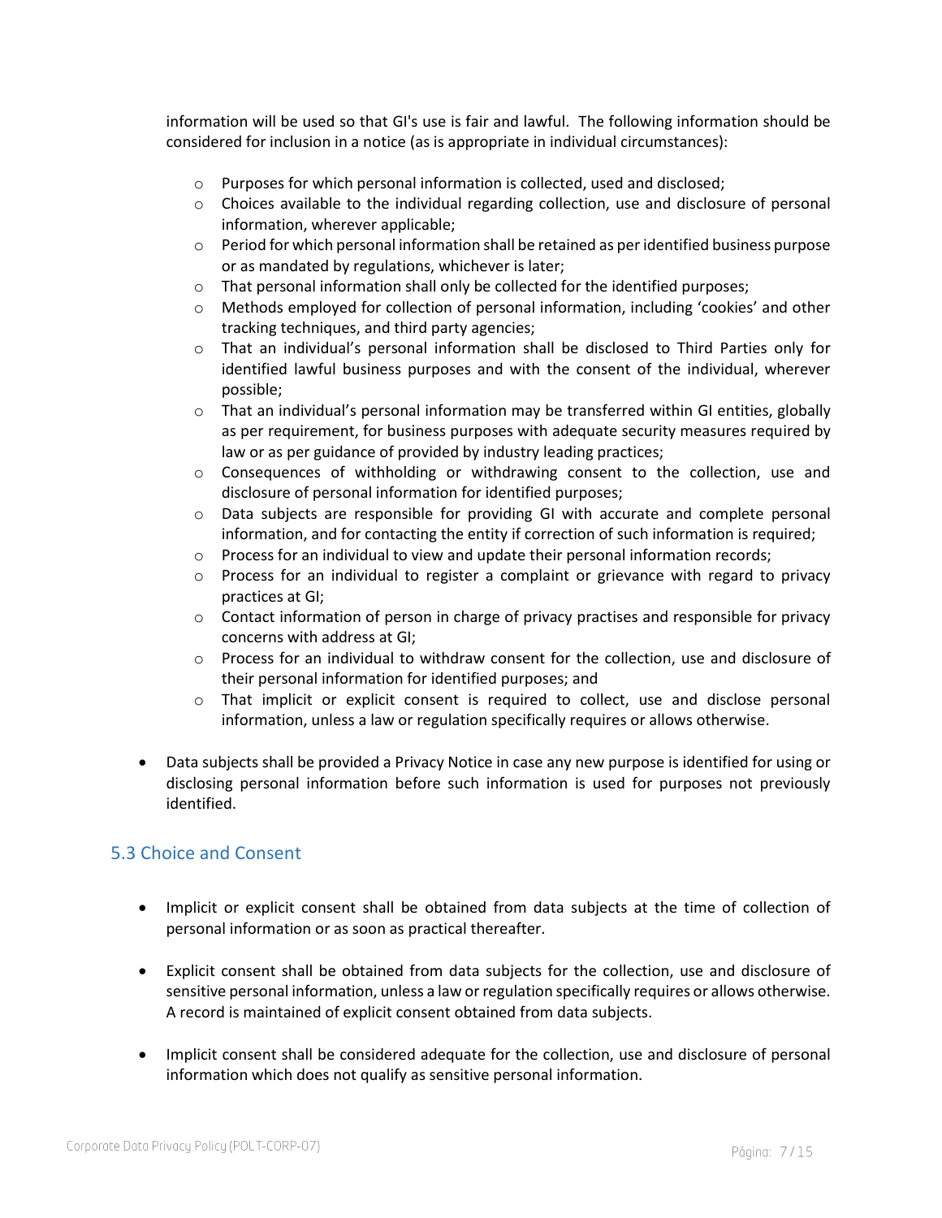information will be used so that GI's use is fair and lawful. The following information should be considered for inclusion in a notice (as is appropriate in individual circumstances):

- Purposes for which personal information is collected, used and disclosed;
- Choices available to the individual regarding collection, use and disclosure of personal information, wherever applicable;
- Period for which personal information shall be retained as per identified business purpose or as mandated by regulations, whichever is later;
- That personal information shall only be collected for the identified purposes;
- Methods employed for collection of personal information, including 'cookies' and other tracking techniques, and third party agencies;
- That an individual's personal information shall be disclosed to Third Parties only for identified lawful business purposes and with the consent of the individual, wherever possible;
- That an individual's personal information may be transferred within GI entities, globally as per requirement, for business purposes with adequate security measures required by law or as per guidance of provided by industry leading practices;
- Consequences of withholding or withdrawing consent to the collection, use and disclosure of personal information for identified purposes;
- Data subjects are responsible for providing GI with accurate and complete personal information, and for contacting the entity if correction of such information is required;
- Process for an individual to view and update their personal information records;
- Process for an individual to register a complaint or grievance with regard to privacy practices at GI;
- Contact information of person in charge of privacy practises and responsible for privacy concerns with address at GI;
- Process for an individual to withdraw consent for the collection, use and disclosure of their personal information for identified purposes; and
- That implicit or explicit consent is required to collect, use and disclose personal information, unless a law or regulation specifically requires or allows otherwise.

- Data subjects shall be provided a Privacy Notice in case any new purpose is identified for using or disclosing personal information before such information is used for purposes not previously identified.

## 5.3 Choice and Consent

- Implicit or explicit consent shall be obtained from data subjects at the time of collection of personal information or as soon as practical thereafter.

- Explicit consent shall be obtained from data subjects for the collection, use and disclosure of sensitive personal information, unless a law or regulation specifically requires or allows otherwise. A record is maintained of explicit consent obtained from data subjects.

- Implicit consent shall be considered adequate for the collection, use and disclosure of personal information which does not qualify as sensitive personal information.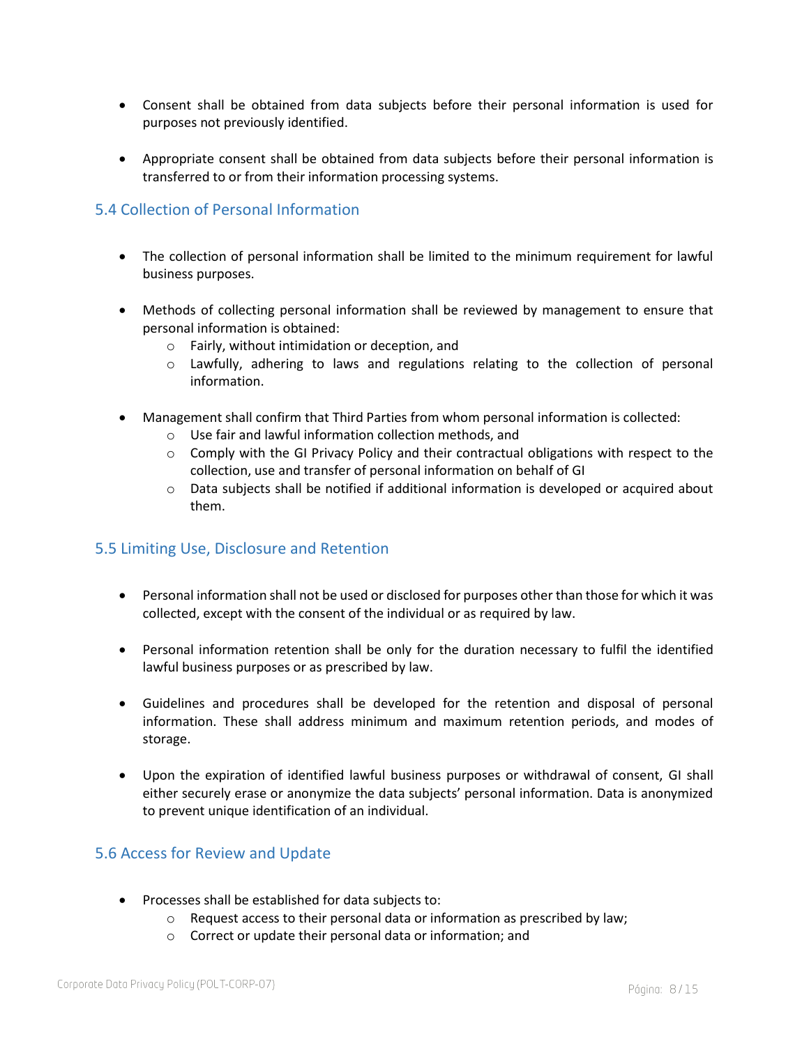- Consent shall be obtained from data subjects before their personal information is used for purposes not previously identified.

- Appropriate consent shall be obtained from data subjects before their personal information is transferred to or from their information processing systems.

## 5.4 Collection of Personal Information

- The collection of personal information shall be limited to the minimum requirement for lawful business purposes.

- Methods of collecting personal information shall be reviewed by management to ensure that personal information is obtained:
  - Fairly, without intimidation or deception, and
  - Lawfully, adhering to laws and regulations relating to the collection of personal information.

- Management shall confirm that Third Parties from whom personal information is collected:
  - Use fair and lawful information collection methods, and
  - Comply with the GI Privacy Policy and their contractual obligations with respect to the collection, use and transfer of personal information on behalf of GI
  - Data subjects shall be notified if additional information is developed or acquired about them.

## 5.5 Limiting Use, Disclosure and Retention

- Personal information shall not be used or disclosed for purposes other than those for which it was collected, except with the consent of the individual or as required by law.

- Personal information retention shall be only for the duration necessary to fulfil the identified lawful business purposes or as prescribed by law.

- Guidelines and procedures shall be developed for the retention and disposal of personal information. These shall address minimum and maximum retention periods, and modes of storage.

- Upon the expiration of identified lawful business purposes or withdrawal of consent, GI shall either securely erase or anonymize the data subjects' personal information. Data is anonymized to prevent unique identification of an individual.

## 5.6 Access for Review and Update

- Processes shall be established for data subjects to:
  - Request access to their personal data or information as prescribed by law;
  - Correct or update their personal data or information; and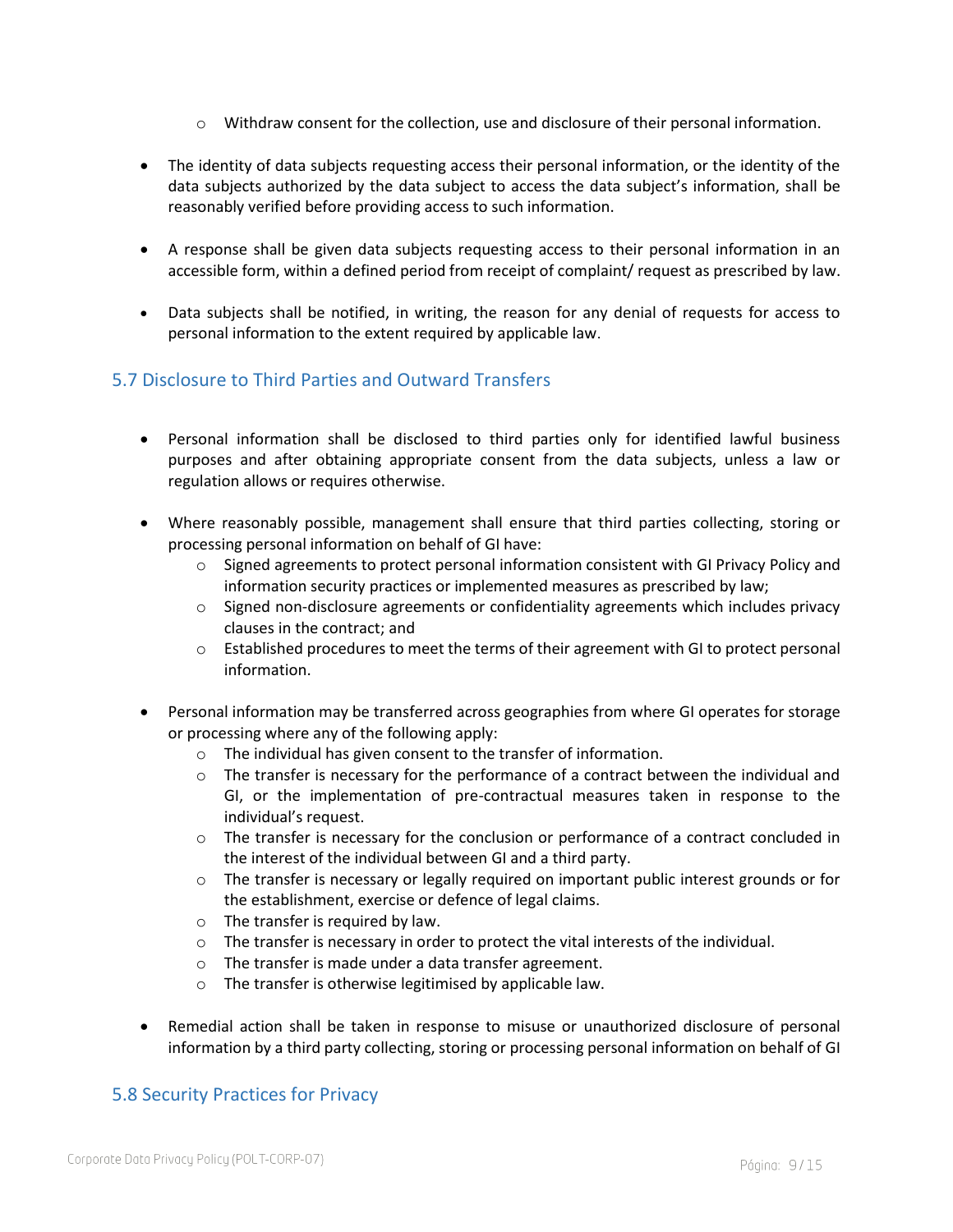- Withdraw consent for the collection, use and disclosure of their personal information.

- The identity of data subjects requesting access their personal information, or the identity of the data subjects authorized by the data subject to access the data subject's information, shall be reasonably verified before providing access to such information.

- A response shall be given data subjects requesting access to their personal information in an accessible form, within a defined period from receipt of complaint/ request as prescribed by law.

- Data subjects shall be notified, in writing, the reason for any denial of requests for access to personal information to the extent required by applicable law.

### 5.7 Disclosure to Third Parties and Outward Transfers

- Personal information shall be disclosed to third parties only for identified lawful business purposes and after obtaining appropriate consent from the data subjects, unless a law or regulation allows or requires otherwise.

- Where reasonably possible, management shall ensure that third parties collecting, storing or processing personal information on behalf of GI have:
    - Signed agreements to protect personal information consistent with GI Privacy Policy and information security practices or implemented measures as prescribed by law;
    - Signed non-disclosure agreements or confidentiality agreements which includes privacy clauses in the contract; and
    - Established procedures to meet the terms of their agreement with GI to protect personal information.

- Personal information may be transferred across geographies from where GI operates for storage or processing where any of the following apply:
    - The individual has given consent to the transfer of information.
    - The transfer is necessary for the performance of a contract between the individual and GI, or the implementation of pre-contractual measures taken in response to the individual's request.
    - The transfer is necessary for the conclusion or performance of a contract concluded in the interest of the individual between GI and a third party.
    - The transfer is necessary or legally required on important public interest grounds or for the establishment, exercise or defence of legal claims.
    - The transfer is required by law.
    - The transfer is necessary in order to protect the vital interests of the individual.
    - The transfer is made under a data transfer agreement.
    - The transfer is otherwise legitimised by applicable law.

- Remedial action shall be taken in response to misuse or unauthorized disclosure of personal information by a third party collecting, storing or processing personal information on behalf of GI

### 5.8 Security Practices for Privacy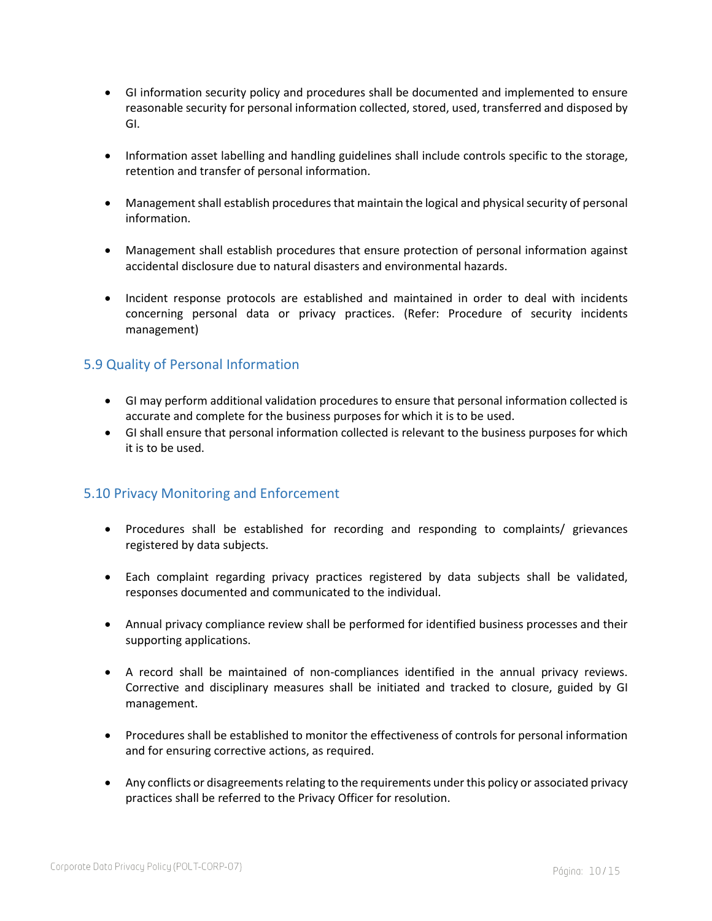- GI information security policy and procedures shall be documented and implemented to ensure reasonable security for personal information collected, stored, used, transferred and disposed by GI.

- Information asset labelling and handling guidelines shall include controls specific to the storage, retention and transfer of personal information.

- Management shall establish procedures that maintain the logical and physical security of personal information.

- Management shall establish procedures that ensure protection of personal information against accidental disclosure due to natural disasters and environmental hazards.

- Incident response protocols are established and maintained in order to deal with incidents concerning personal data or privacy practices. (Refer: Procedure of security incidents management)

## 5.9 Quality of Personal Information

- GI may perform additional validation procedures to ensure that personal information collected is accurate and complete for the business purposes for which it is to be used.
- GI shall ensure that personal information collected is relevant to the business purposes for which it is to be used.

## 5.10 Privacy Monitoring and Enforcement

- Procedures shall be established for recording and responding to complaints/ grievances registered by data subjects.

- Each complaint regarding privacy practices registered by data subjects shall be validated, responses documented and communicated to the individual.

- Annual privacy compliance review shall be performed for identified business processes and their supporting applications.

- A record shall be maintained of non-compliances identified in the annual privacy reviews. Corrective and disciplinary measures shall be initiated and tracked to closure, guided by GI management.

- Procedures shall be established to monitor the effectiveness of controls for personal information and for ensuring corrective actions, as required.

- Any conflicts or disagreements relating to the requirements under this policy or associated privacy practices shall be referred to the Privacy Officer for resolution.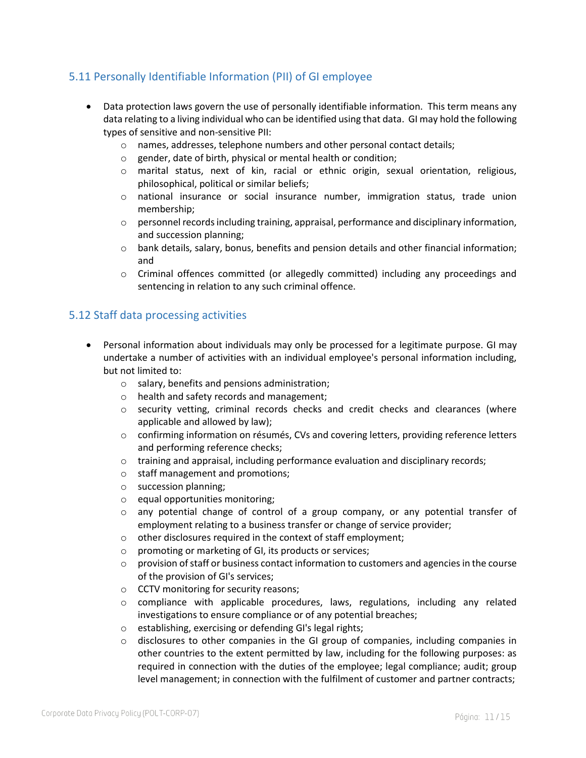## 5.11 Personally Identifiable Information (PII) of GI employee

- Data protection laws govern the use of personally identifiable information. This term means any data relating to a living individual who can be identified using that data. GI may hold the following types of sensitive and non-sensitive PII:
  - names, addresses, telephone numbers and other personal contact details;
  - gender, date of birth, physical or mental health or condition;
  - marital status, next of kin, racial or ethnic origin, sexual orientation, religious, philosophical, political or similar beliefs;
  - national insurance or social insurance number, immigration status, trade union membership;
  - personnel records including training, appraisal, performance and disciplinary information, and succession planning;
  - bank details, salary, bonus, benefits and pension details and other financial information; and
  - Criminal offences committed (or allegedly committed) including any proceedings and sentencing in relation to any such criminal offence.

## 5.12 Staff data processing activities

- Personal information about individuals may only be processed for a legitimate purpose. GI may undertake a number of activities with an individual employee's personal information including, but not limited to:
  - salary, benefits and pensions administration;
  - health and safety records and management;
  - security vetting, criminal records checks and credit checks and clearances (where applicable and allowed by law);
  - confirming information on résumés, CVs and covering letters, providing reference letters and performing reference checks;
  - training and appraisal, including performance evaluation and disciplinary records;
  - staff management and promotions;
  - succession planning;
  - equal opportunities monitoring;
  - any potential change of control of a group company, or any potential transfer of employment relating to a business transfer or change of service provider;
  - other disclosures required in the context of staff employment;
  - promoting or marketing of GI, its products or services;
  - provision of staff or business contact information to customers and agencies in the course of the provision of GI's services;
  - CCTV monitoring for security reasons;
  - compliance with applicable procedures, laws, regulations, including any related investigations to ensure compliance or of any potential breaches;
  - establishing, exercising or defending GI's legal rights;
  - disclosures to other companies in the GI group of companies, including companies in other countries to the extent permitted by law, including for the following purposes: as required in connection with the duties of the employee; legal compliance; audit; group level management; in connection with the fulfilment of customer and partner contracts;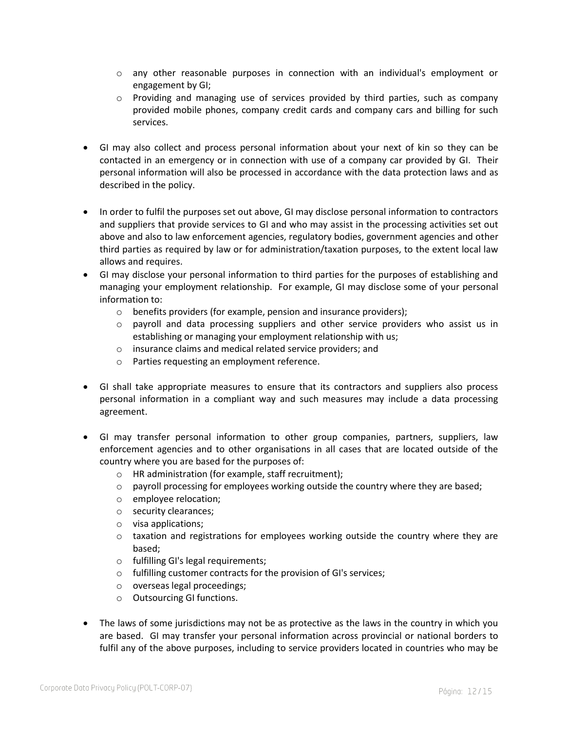- any other reasonable purposes in connection with an individual's employment or engagement by GI;
  - Providing and managing use of services provided by third parties, such as company provided mobile phones, company credit cards and company cars and billing for such services.

- GI may also collect and process personal information about your next of kin so they can be contacted in an emergency or in connection with use of a company car provided by GI. Their personal information will also be processed in accordance with the data protection laws and as described in the policy.

- In order to fulfil the purposes set out above, GI may disclose personal information to contractors and suppliers that provide services to GI and who may assist in the processing activities set out above and also to law enforcement agencies, regulatory bodies, government agencies and other third parties as required by law or for administration/taxation purposes, to the extent local law allows and requires.
- GI may disclose your personal information to third parties for the purposes of establishing and managing your employment relationship. For example, GI may disclose some of your personal information to:
  - benefits providers (for example, pension and insurance providers);
  - payroll and data processing suppliers and other service providers who assist us in establishing or managing your employment relationship with us;
  - insurance claims and medical related service providers; and
  - Parties requesting an employment reference.

- GI shall take appropriate measures to ensure that its contractors and suppliers also process personal information in a compliant way and such measures may include a data processing agreement.

- GI may transfer personal information to other group companies, partners, suppliers, law enforcement agencies and to other organisations in all cases that are located outside of the country where you are based for the purposes of:
  - HR administration (for example, staff recruitment);
  - payroll processing for employees working outside the country where they are based;
  - employee relocation;
  - security clearances;
  - visa applications;
  - taxation and registrations for employees working outside the country where they are based;
  - fulfilling GI's legal requirements;
  - fulfilling customer contracts for the provision of GI's services;
  - overseas legal proceedings;
  - Outsourcing GI functions.

- The laws of some jurisdictions may not be as protective as the laws in the country in which you are based. GI may transfer your personal information across provincial or national borders to fulfil any of the above purposes, including to service providers located in countries who may be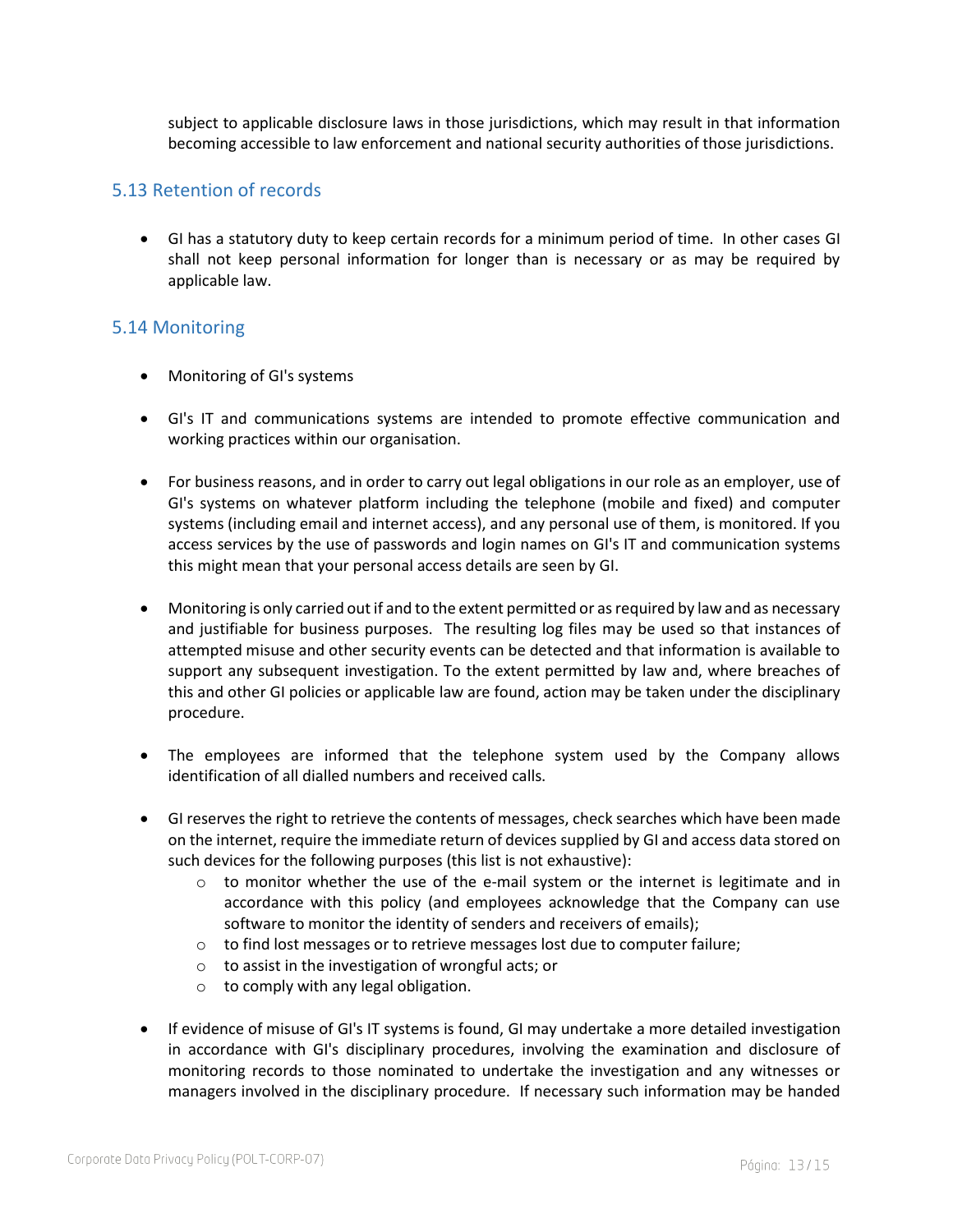subject to applicable disclosure laws in those jurisdictions, which may result in that information becoming accessible to law enforcement and national security authorities of those jurisdictions.

## 5.13 Retention of records

- GI has a statutory duty to keep certain records for a minimum period of time. In other cases GI shall not keep personal information for longer than is necessary or as may be required by applicable law.

## 5.14 Monitoring

- Monitoring of GI's systems

- GI's IT and communications systems are intended to promote effective communication and working practices within our organisation.

- For business reasons, and in order to carry out legal obligations in our role as an employer, use of GI's systems on whatever platform including the telephone (mobile and fixed) and computer systems (including email and internet access), and any personal use of them, is monitored. If you access services by the use of passwords and login names on GI's IT and communication systems this might mean that your personal access details are seen by GI.

- Monitoring is only carried out if and to the extent permitted or as required by law and as necessary and justifiable for business purposes. The resulting log files may be used so that instances of attempted misuse and other security events can be detected and that information is available to support any subsequent investigation. To the extent permitted by law and, where breaches of this and other GI policies or applicable law are found, action may be taken under the disciplinary procedure.

- The employees are informed that the telephone system used by the Company allows identification of all dialled numbers and received calls.

- GI reserves the right to retrieve the contents of messages, check searches which have been made on the internet, require the immediate return of devices supplied by GI and access data stored on such devices for the following purposes (this list is not exhaustive):
  - to monitor whether the use of the e-mail system or the internet is legitimate and in accordance with this policy (and employees acknowledge that the Company can use software to monitor the identity of senders and receivers of emails);
  - to find lost messages or to retrieve messages lost due to computer failure;
  - to assist in the investigation of wrongful acts; or
  - to comply with any legal obligation.

- If evidence of misuse of GI's IT systems is found, GI may undertake a more detailed investigation in accordance with GI's disciplinary procedures, involving the examination and disclosure of monitoring records to those nominated to undertake the investigation and any witnesses or managers involved in the disciplinary procedure. If necessary such information may be handed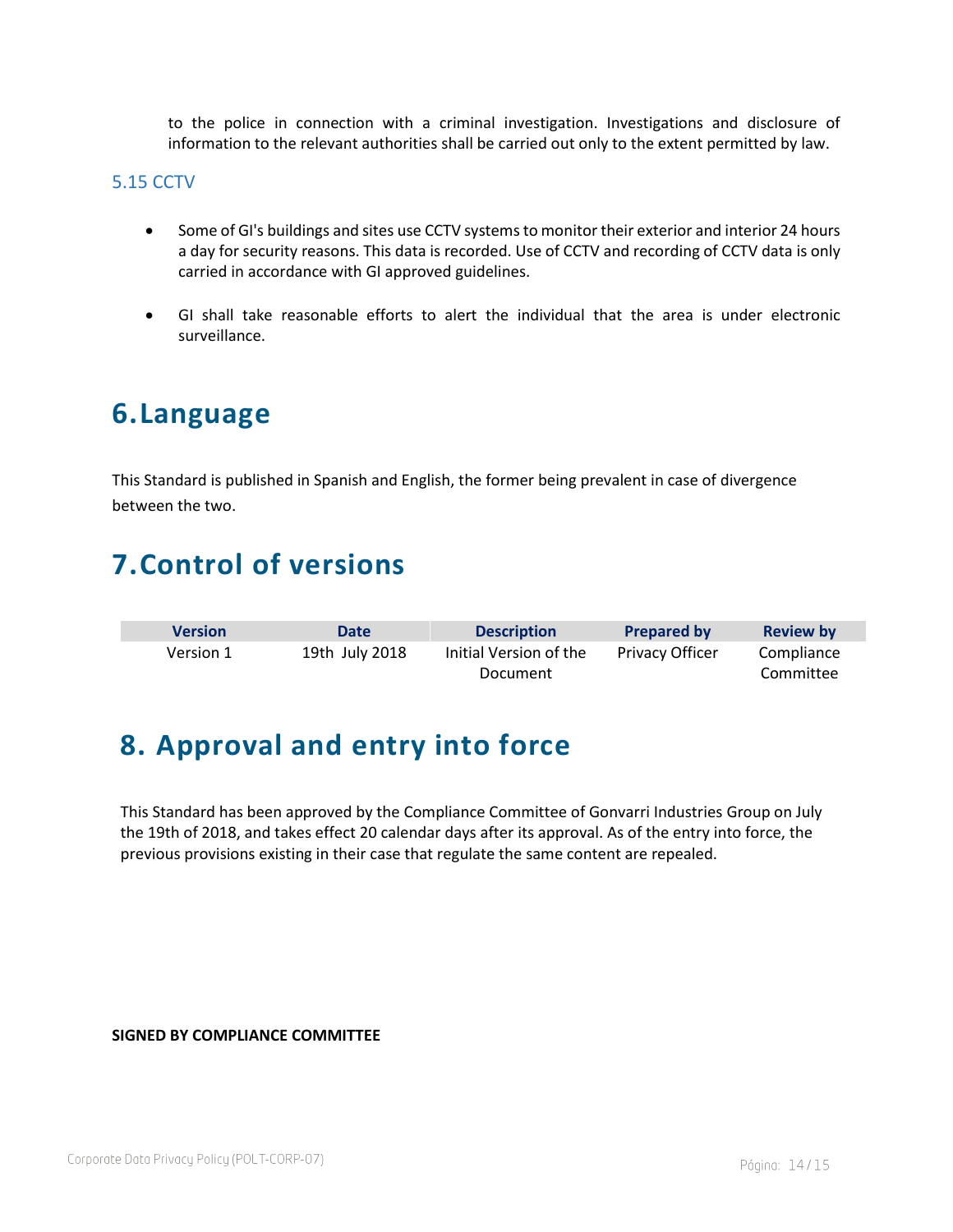to the police in connection with a criminal investigation. Investigations and disclosure of information to the relevant authorities shall be carried out only to the extent permitted by law.

### 5.15 CCTV

- Some of GI's buildings and sites use CCTV systems to monitor their exterior and interior 24 hours a day for security reasons. This data is recorded. Use of CCTV and recording of CCTV data is only carried in accordance with GI approved guidelines.

- GI shall take reasonable efforts to alert the individual that the area is under electronic surveillance.

# 6. Language

This Standard is published in Spanish and English, the former being prevalent in case of divergence between the two.

# 7. Control of versions

| Version | Date | Description | Prepared by | Review by |
|---|---|---|---|---|
| Version 1 | 19th July 2018 | Initial Version of the Document | Privacy Officer | Compliance Committee |

# 8. Approval and entry into force

This Standard has been approved by the Compliance Committee of Gonvarri Industries Group on July the 19th of 2018, and takes effect 20 calendar days after its approval. As of the entry into force, the previous provisions existing in their case that regulate the same content are repealed.

**SIGNED BY COMPLIANCE COMMITTEE**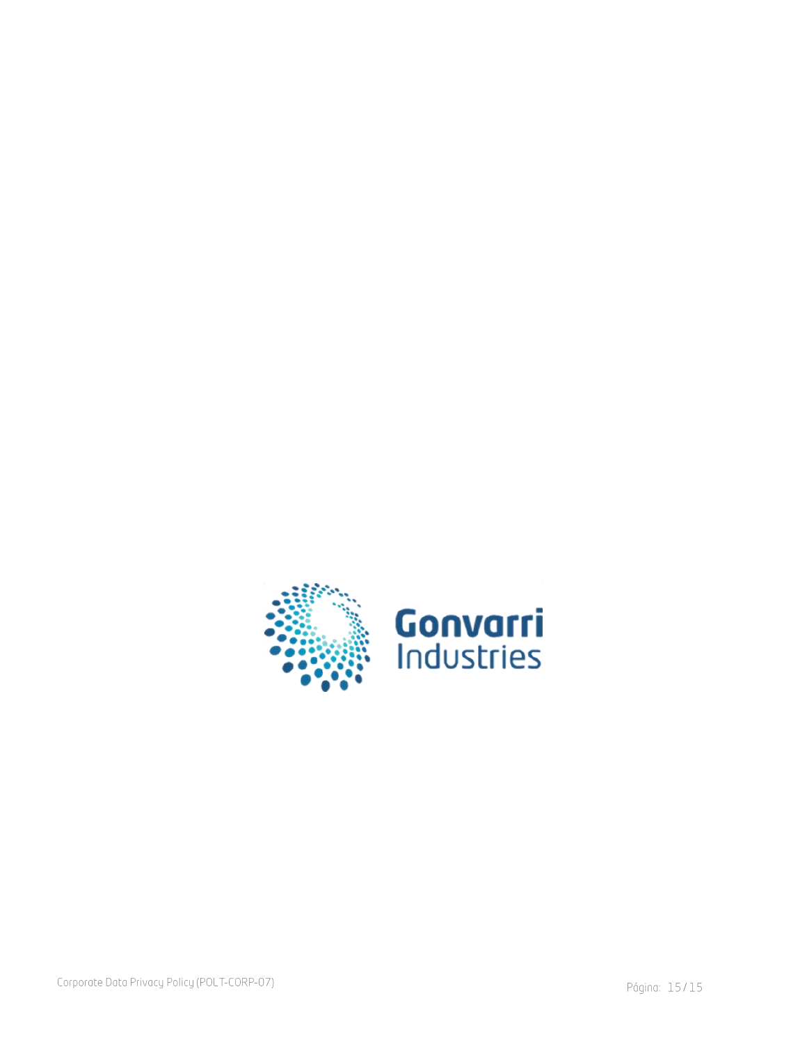Gonvarri Industries